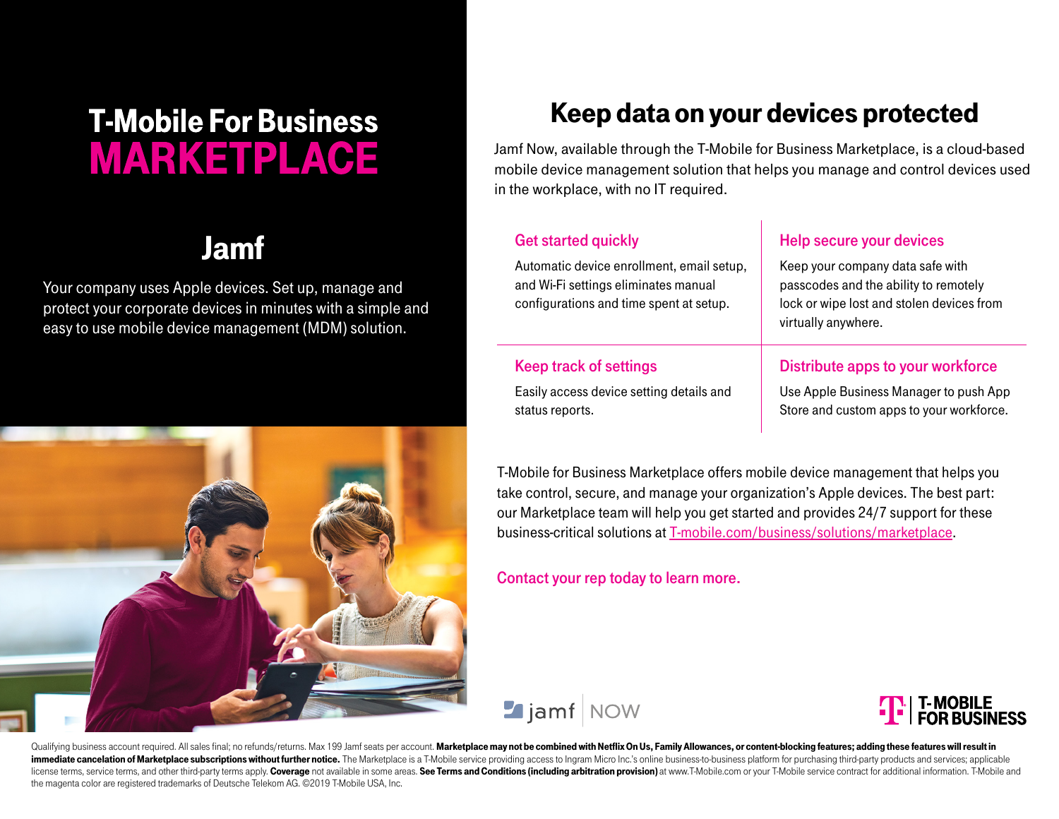# T-Mobile For Business MARKETPLACE

## Jamf

Your company uses Apple devices. Set up, manage and protect your corporate devices in minutes with a simple and easy to use mobile device management (MDM) solution.

## Keep data on your devices protected

Jamf Now, available through the T-Mobile for Business Marketplace, is a cloud-based mobile device management solution that helps you manage and control devices used in the workplace, with no IT required.

### Get started quickly

Automatic device enrollment, email setup, and Wi-Fi settings eliminates manual configurations and time spent at setup.

### Help secure your devices

Keep your company data safe with passcodes and the ability to remotely lock or wipe lost and stolen devices from virtually anywhere.

### Keep track of settings

Easily access device setting details and status reports.

### Distribute apps to your workforce

Use Apple Business Manager to push App Store and custom apps to your workforce.

T-Mobile for Business Marketplace offers mobile device management that helps you take control, secure, and manage your organization's Apple devices. The best part: our Marketplace team will help you get started and provides 24/7 support for these business-critical solutions at T-mobile.com/business/solutions/marketplace.

**Contact your rep today to learn more.**

jamf NOW

T-MOBILE FOR BUSINESS

Qualifying business account required. All sales final; no refunds/returns. Max 199 Jamf seats per account. **Marketplace may not be combined with Netflix On Us, Family Allowances, or content-blocking features; adding these features will result in immediate cancelation of Marketplace subscriptions without further notice.** The Marketplace is a T-Mobile service providing access to Ingram Micro Inc.'s online business-to-business platform for purchasing third-party products and services; applicable license terms, service terms, and other third-party terms apply. **Coverage** not available in some areas. **See Terms and Conditions (including arbitration provision)** at www.T-Mobile.com or your T-Mobile service contract for additional information. T-Mobile and the magenta color are registered trademarks of Deutsche Telekom AG. ©2019 T-Mobile USA, Inc.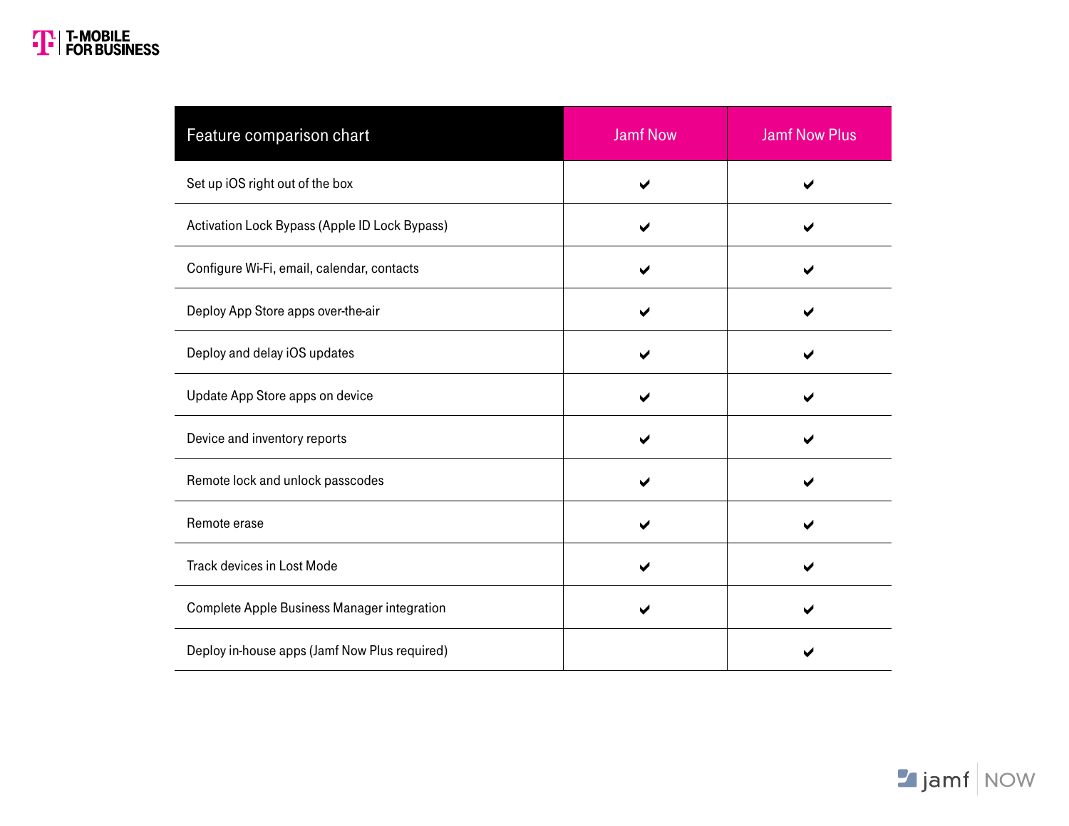| Feature comparison chart | Jamf Now | Jamf Now Plus |
| --- | --- | --- |
| Set up iOS right out of the box | ✔ | ✔ |
| Activation Lock Bypass (Apple ID Lock Bypass) | ✔ | ✔ |
| Configure Wi-Fi, email, calendar, contacts | ✔ | ✔ |
| Deploy App Store apps over-the-air | ✔ | ✔ |
| Deploy and delay iOS updates | ✔ | ✔ |
| Update App Store apps on device | ✔ | ✔ |
| Device and inventory reports | ✔ | ✔ |
| Remote lock and unlock passcodes | ✔ | ✔ |
| Remote erase | ✔ | ✔ |
| Track devices in Lost Mode | ✔ | ✔ |
| Complete Apple Business Manager integration | ✔ | ✔ |
| Deploy in-house apps (Jamf Now Plus required) | | ✔ |